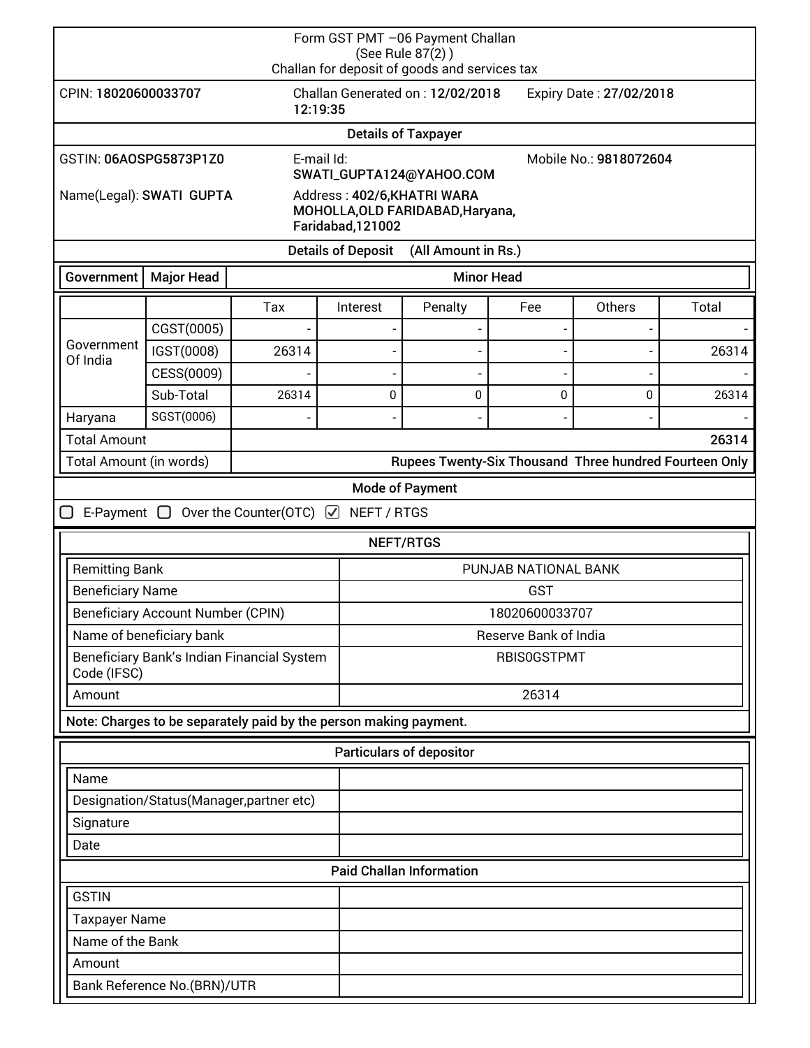# Form GST PMT –06 Payment Challan

(See Rule 87(2) )

Challan for deposit of goods and services tax

CPIN: **18020600033707**

Challan Generated on : **12/02/2018 12:19:35**

Expiry Date : **27/02/2018**

## Details of Taxpayer

GSTIN: **06AOSPG5873P1Z0**

E-mail Id: **SWATI_GUPTA124@YAHOO.COM**

Mobile No.: **9818072604**

Name(Legal): **SWATI GUPTA**

Address : **402/6,KHATRI WARA MOHOLLA,OLD FARIDABAD,Haryana, Faridabad,121002**

## Details of Deposit (All Amount in Rs.)

| Government | Major Head | Minor Head | | | | | |
|---|---|---|---|---|---|---|---|
| | | Tax | Interest | Penalty | Fee | Others | Total |
| Government Of India | CGST(0005) | - | - | - | - | - | - |
| | IGST(0008) | 26314 | - | - | - | - | 26314 |
| | CESS(0009) | - | - | - | - | - | - |
| | Sub-Total | 26314 | 0 | 0 | 0 | 0 | 26314 |
| Haryana | SGST(0006) | - | - | - | - | - | - |
| Total Amount | | **26314** | | | | | |
| Total Amount (in words) | | **Rupees Twenty-Six Thousand Three hundred Fourteen Only** | | | | | |

## Mode of Payment

☐ E-Payment ☐ Over the Counter(OTC) ☑ NEFT / RTGS

### NEFT/RTGS

| Field | Value |
|---|---|
| Remitting Bank | PUNJAB NATIONAL BANK |
| Beneficiary Name | GST |
| Beneficiary Account Number (CPIN) | 18020600033707 |
| Name of beneficiary bank | Reserve Bank of India |
| Beneficiary Bank's Indian Financial System Code (IFSC) | RBIS0GSTPMT |
| Amount | 26314 |

**Note: Charges to be separately paid by the person making payment.**

### Particulars of depositor

| Field | Value |
|---|---|
| Name | |
| Designation/Status(Manager,partner etc) | |
| Signature | |
| Date | |

### Paid Challan Information

| Field | Value |
|---|---|
| GSTIN | |
| Taxpayer Name | |
| Name of the Bank | |
| Amount | |
| Bank Reference No.(BRN)/UTR | |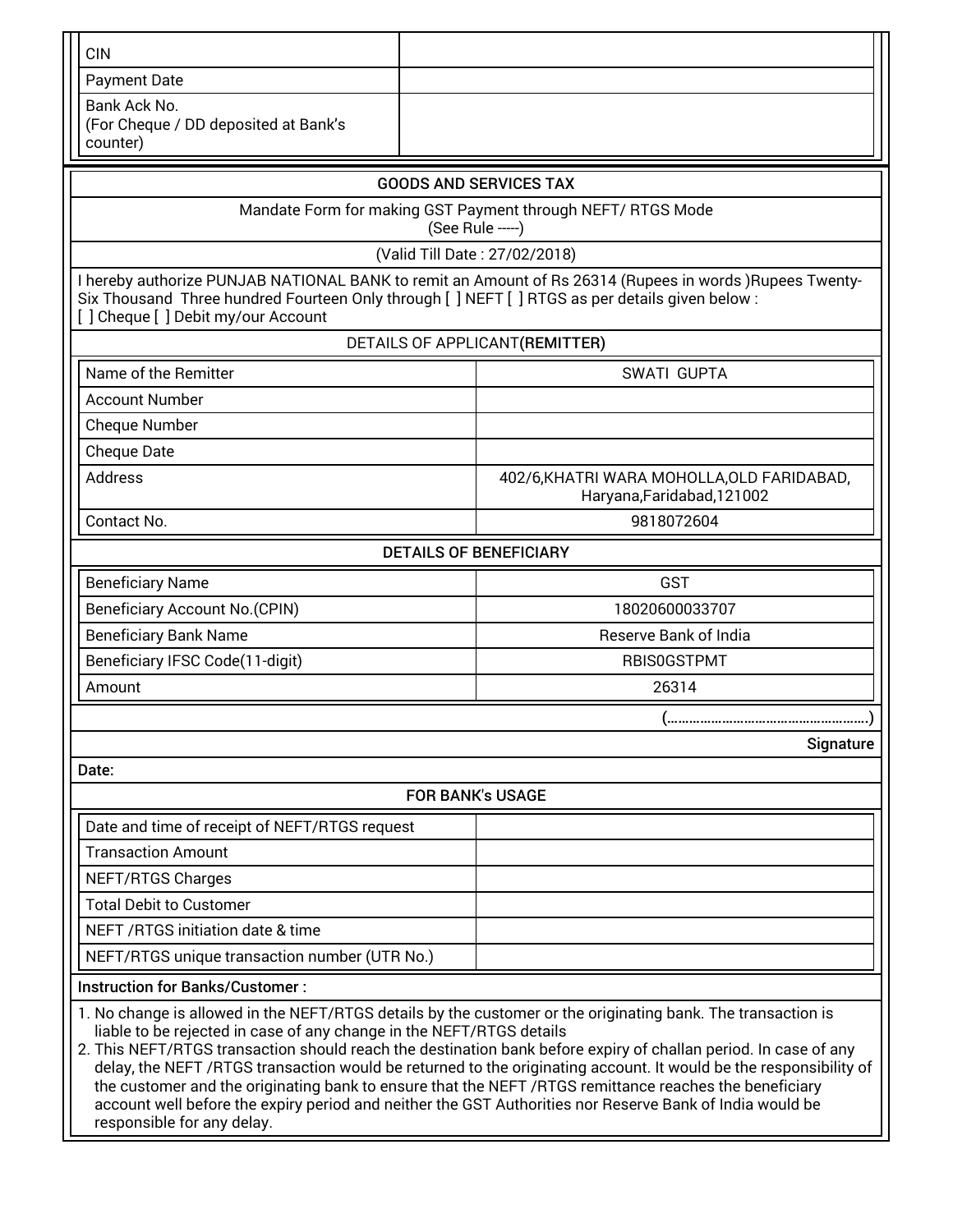| | |
|---|---|
| CIN | |
| Payment Date | |
| Bank Ack No. (For Cheque / DD deposited at Bank's counter) | |

## GOODS AND SERVICES TAX

Mandate Form for making GST Payment through NEFT/ RTGS Mode
(See Rule -----)

(Valid Till Date : 27/02/2018)

I hereby authorize PUNJAB NATIONAL BANK to remit an Amount of Rs 26314 (Rupees in words )Rupees Twenty-Six Thousand Three hundred Fourteen Only through [ ] NEFT [ ] RTGS as per details given below :
[ ] Cheque [ ] Debit my/our Account

### DETAILS OF APPLICANT(REMITTER)

| | |
|---|---|
| Name of the Remitter | SWATI GUPTA |
| Account Number | |
| Cheque Number | |
| Cheque Date | |
| Address | 402/6,KHATRI WARA MOHOLLA,OLD FARIDABAD, Haryana,Faridabad,121002 |
| Contact No. | 9818072604 |

### DETAILS OF BENEFICIARY

| | |
|---|---|
| Beneficiary Name | GST |
| Beneficiary Account No.(CPIN) | 18020600033707 |
| Beneficiary Bank Name | Reserve Bank of India |
| Beneficiary IFSC Code(11-digit) | RBIS0GSTPMT |
| Amount | 26314 |

(………………………………………………)

**Signature**

**Date:**

### FOR BANK's USAGE

| | |
|---|---|
| Date and time of receipt of NEFT/RTGS request | |
| Transaction Amount | |
| NEFT/RTGS Charges | |
| Total Debit to Customer | |
| NEFT /RTGS initiation date & time | |
| NEFT/RTGS unique transaction number (UTR No.) | |

**Instruction for Banks/Customer :**

1. No change is allowed in the NEFT/RTGS details by the customer or the originating bank. The transaction is liable to be rejected in case of any change in the NEFT/RTGS details
2. This NEFT/RTGS transaction should reach the destination bank before expiry of challan period. In case of any delay, the NEFT /RTGS transaction would be returned to the originating account. It would be the responsibility of the customer and the originating bank to ensure that the NEFT /RTGS remittance reaches the beneficiary account well before the expiry period and neither the GST Authorities nor Reserve Bank of India would be responsible for any delay.